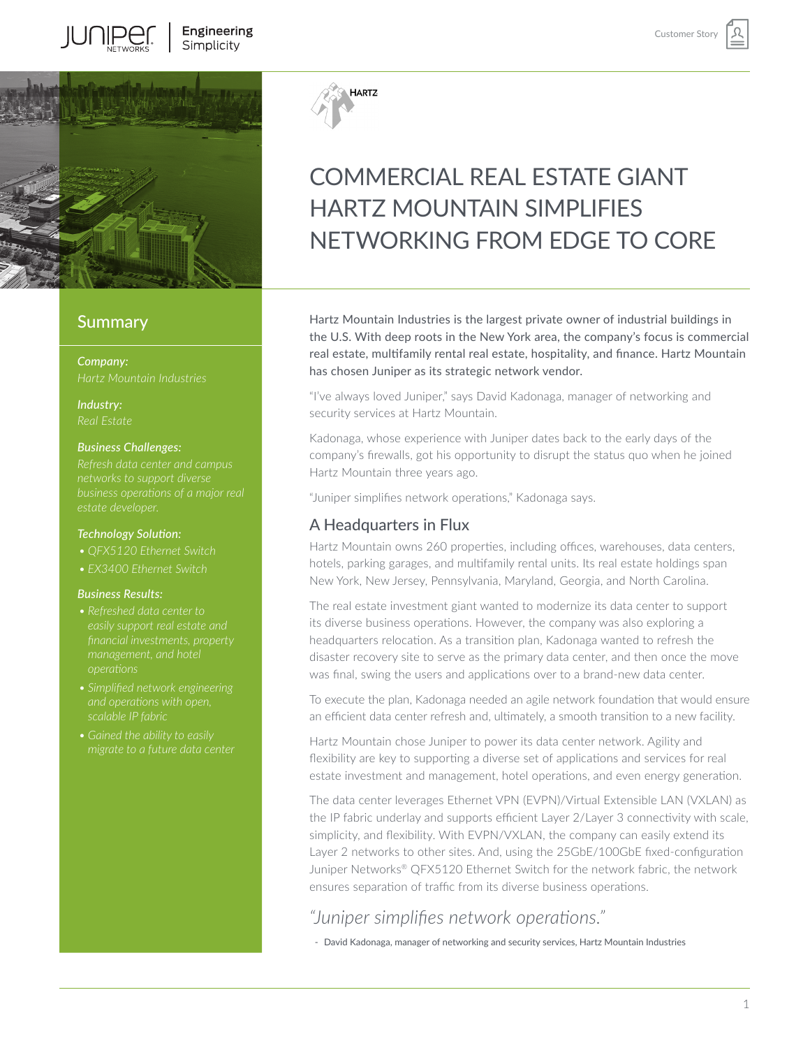# COMMERCIAL REAL ESTATE GIANT HARTZ MOUNTAIN SIMPLIFIES NETWORKING FROM EDGE TO CORE

## Summary

***Company:***
*Hartz Mountain Industries*

***Industry:***
*Real Estate*

***Business Challenges:***
*Refresh data center and campus networks to support diverse business operations of a major real estate developer.*

***Technology Solution:***
- *QFX5120 Ethernet Switch*
- *EX3400 Ethernet Switch*

***Business Results:***
- *Refreshed data center to easily support real estate and financial investments, property management, and hotel operations*
- *Simplified network engineering and operations with open, scalable IP fabric*
- *Gained the ability to easily migrate to a future data center*

Hartz Mountain Industries is the largest private owner of industrial buildings in the U.S. With deep roots in the New York area, the company's focus is commercial real estate, multifamily rental real estate, hospitality, and finance. Hartz Mountain has chosen Juniper as its strategic network vendor.

"I've always loved Juniper," says David Kadonaga, manager of networking and security services at Hartz Mountain.

Kadonaga, whose experience with Juniper dates back to the early days of the company's firewalls, got his opportunity to disrupt the status quo when he joined Hartz Mountain three years ago.

"Juniper simplifies network operations," Kadonaga says.

## A Headquarters in Flux

Hartz Mountain owns 260 properties, including offices, warehouses, data centers, hotels, parking garages, and multifamily rental units. Its real estate holdings span New York, New Jersey, Pennsylvania, Maryland, Georgia, and North Carolina.

The real estate investment giant wanted to modernize its data center to support its diverse business operations. However, the company was also exploring a headquarters relocation. As a transition plan, Kadonaga wanted to refresh the disaster recovery site to serve as the primary data center, and then once the move was final, swing the users and applications over to a brand-new data center.

To execute the plan, Kadonaga needed an agile network foundation that would ensure an efficient data center refresh and, ultimately, a smooth transition to a new facility.

Hartz Mountain chose Juniper to power its data center network. Agility and flexibility are key to supporting a diverse set of applications and services for real estate investment and management, hotel operations, and even energy generation.

The data center leverages Ethernet VPN (EVPN)/Virtual Extensible LAN (VXLAN) as the IP fabric underlay and supports efficient Layer 2/Layer 3 connectivity with scale, simplicity, and flexibility. With EVPN/VXLAN, the company can easily extend its Layer 2 networks to other sites. And, using the 25GbE/100GbE fixed-configuration Juniper Networks® QFX5120 Ethernet Switch for the network fabric, the network ensures separation of traffic from its diverse business operations.

> *"Juniper simplifies network operations."*
>
> \- David Kadonaga, manager of networking and security services, Hartz Mountain Industries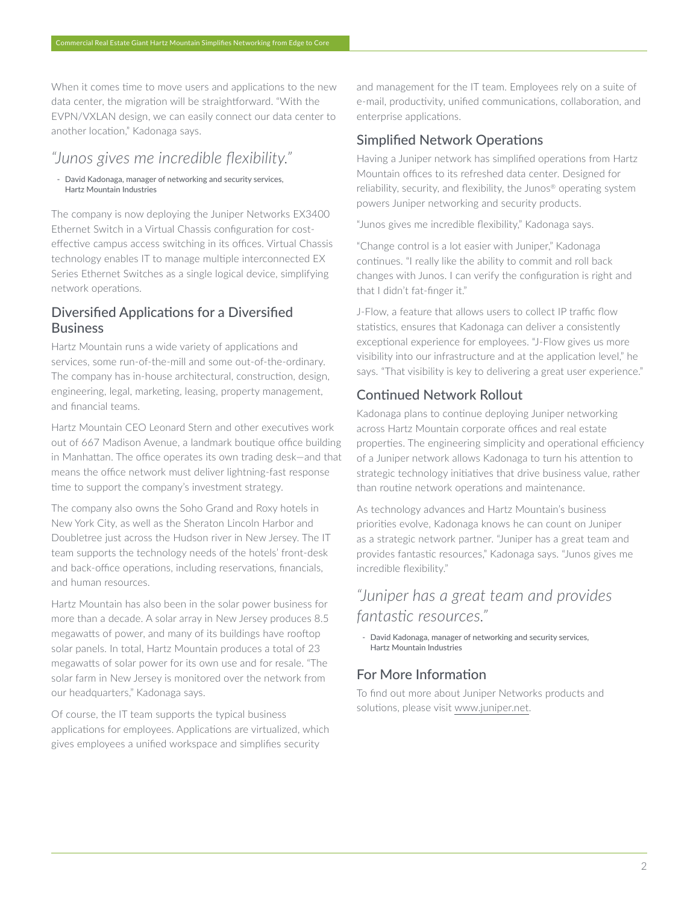When it comes time to move users and applications to the new data center, the migration will be straightforward. "With the EVPN/VXLAN design, we can easily connect our data center to another location," Kadonaga says.

> *"Junos gives me incredible flexibility."*
>
> - David Kadonaga, manager of networking and security services, Hartz Mountain Industries

The company is now deploying the Juniper Networks EX3400 Ethernet Switch in a Virtual Chassis configuration for cost-effective campus access switching in its offices. Virtual Chassis technology enables IT to manage multiple interconnected EX Series Ethernet Switches as a single logical device, simplifying network operations.

## Diversified Applications for a Diversified Business

Hartz Mountain runs a wide variety of applications and services, some run-of-the-mill and some out-of-the-ordinary. The company has in-house architectural, construction, design, engineering, legal, marketing, leasing, property management, and financial teams.

Hartz Mountain CEO Leonard Stern and other executives work out of 667 Madison Avenue, a landmark boutique office building in Manhattan. The office operates its own trading desk—and that means the office network must deliver lightning-fast response time to support the company's investment strategy.

The company also owns the Soho Grand and Roxy hotels in New York City, as well as the Sheraton Lincoln Harbor and Doubletree just across the Hudson river in New Jersey. The IT team supports the technology needs of the hotels' front-desk and back-office operations, including reservations, financials, and human resources.

Hartz Mountain has also been in the solar power business for more than a decade. A solar array in New Jersey produces 8.5 megawatts of power, and many of its buildings have rooftop solar panels. In total, Hartz Mountain produces a total of 23 megawatts of solar power for its own use and for resale. "The solar farm in New Jersey is monitored over the network from our headquarters," Kadonaga says.

Of course, the IT team supports the typical business applications for employees. Applications are virtualized, which gives employees a unified workspace and simplifies security and management for the IT team. Employees rely on a suite of e-mail, productivity, unified communications, collaboration, and enterprise applications.

## Simplified Network Operations

Having a Juniper network has simplified operations from Hartz Mountain offices to its refreshed data center. Designed for reliability, security, and flexibility, the Junos® operating system powers Juniper networking and security products.

"Junos gives me incredible flexibility," Kadonaga says.

"Change control is a lot easier with Juniper," Kadonaga continues. "I really like the ability to commit and roll back changes with Junos. I can verify the configuration is right and that I didn't fat-finger it."

J-Flow, a feature that allows users to collect IP traffic flow statistics, ensures that Kadonaga can deliver a consistently exceptional experience for employees. "J-Flow gives us more visibility into our infrastructure and at the application level," he says. "That visibility is key to delivering a great user experience."

## Continued Network Rollout

Kadonaga plans to continue deploying Juniper networking across Hartz Mountain corporate offices and real estate properties. The engineering simplicity and operational efficiency of a Juniper network allows Kadonaga to turn his attention to strategic technology initiatives that drive business value, rather than routine network operations and maintenance.

As technology advances and Hartz Mountain's business priorities evolve, Kadonaga knows he can count on Juniper as a strategic network partner. "Juniper has a great team and provides fantastic resources," Kadonaga says. "Junos gives me incredible flexibility."

> *"Juniper has a great team and provides fantastic resources."*
>
> - David Kadonaga, manager of networking and security services, Hartz Mountain Industries

## For More Information

To find out more about Juniper Networks products and solutions, please visit www.juniper.net.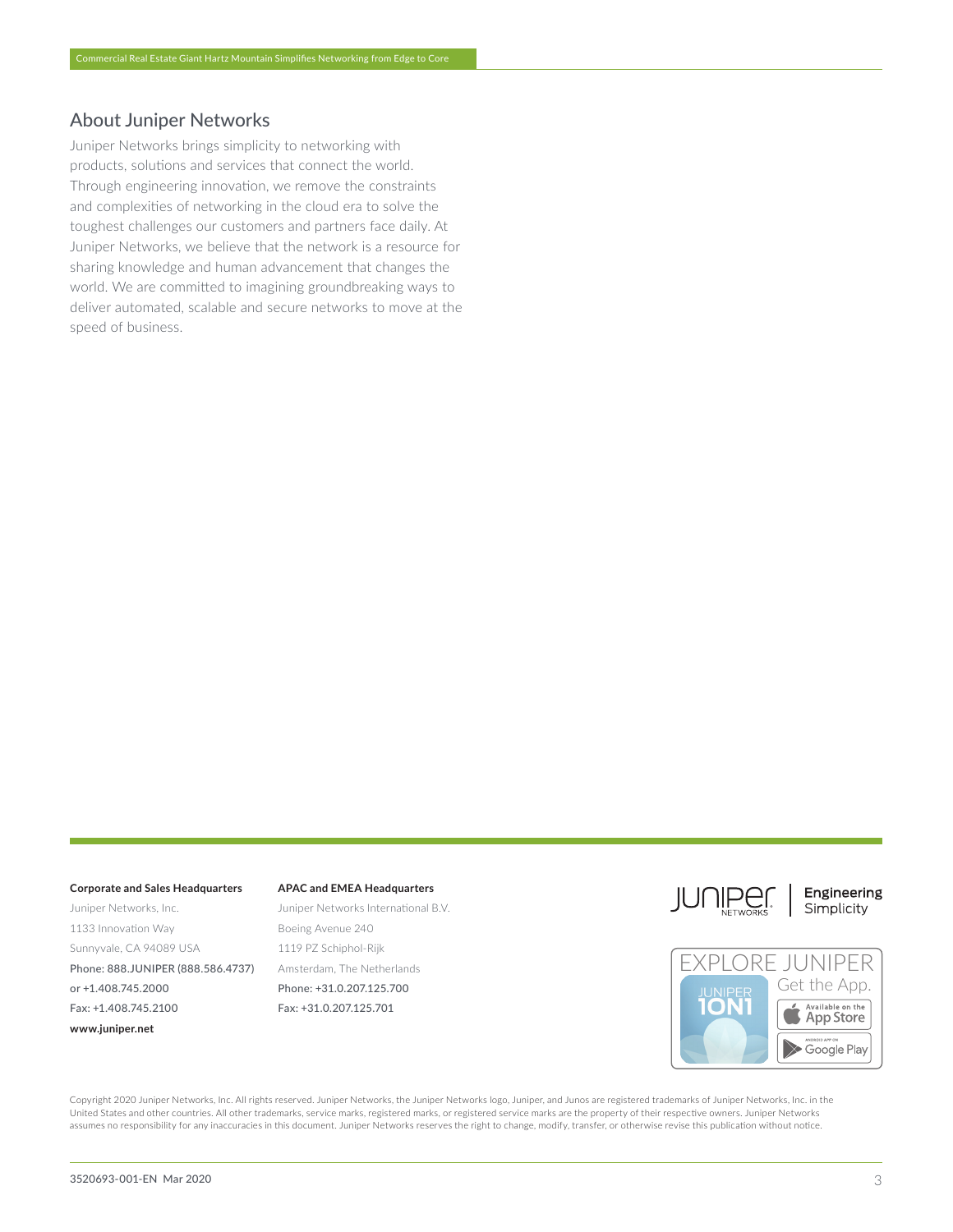## About Juniper Networks

Juniper Networks brings simplicity to networking with products, solutions and services that connect the world. Through engineering innovation, we remove the constraints and complexities of networking in the cloud era to solve the toughest challenges our customers and partners face daily. At Juniper Networks, we believe that the network is a resource for sharing knowledge and human advancement that changes the world. We are committed to imagining groundbreaking ways to deliver automated, scalable and secure networks to move at the speed of business.

**Corporate and Sales Headquarters**
Juniper Networks, Inc.
1133 Innovation Way
Sunnyvale, CA 94089 USA
Phone: 888.JUNIPER (888.586.4737)
or +1.408.745.2000
Fax: +1.408.745.2100
**www.juniper.net**

**APAC and EMEA Headquarters**
Juniper Networks International B.V.
Boeing Avenue 240
1119 PZ Schiphol-Rijk
Amsterdam, The Netherlands
Phone: +31.0.207.125.700
Fax: +31.0.207.125.701

Engineering Simplicity

EXPLORE JUNIPER
Get the App.

Copyright 2020 Juniper Networks, Inc. All rights reserved. Juniper Networks, the Juniper Networks logo, Juniper, and Junos are registered trademarks of Juniper Networks, Inc. in the United States and other countries. All other trademarks, service marks, registered marks, or registered service marks are the property of their respective owners. Juniper Networks assumes no responsibility for any inaccuracies in this document. Juniper Networks reserves the right to change, modify, transfer, or otherwise revise this publication without notice.

3520693-001-EN Mar 2020